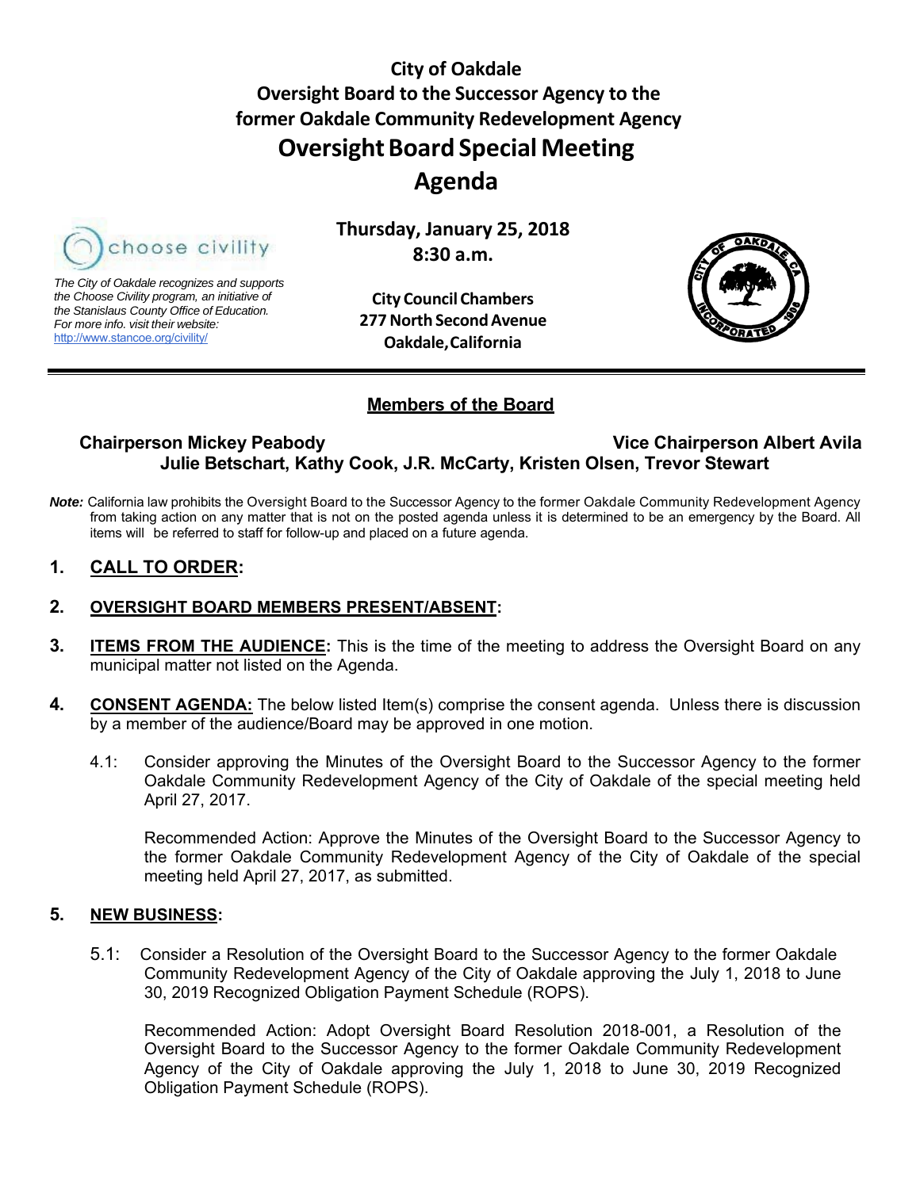# City of Oakdale
## Oversight Board to the Successor Agency to the former Oakdale Community Redevelopment Agency
# Oversight Board Special Meeting
# Agenda

*The City of Oakdale recognizes and supports the Choose Civility program, an initiative of the Stanislaus County Office of Education. For more info. visit their website:* http://www.stancoe.org/civility/

**Thursday, January 25, 2018**
**8:30 a.m.**

**City Council Chambers**
**277 North Second Avenue**
**Oakdale, California**

---

## Members of the Board

**Chairperson Mickey Peabody** **Vice Chairperson Albert Avila**
**Julie Betschart, Kathy Cook, J.R. McCarty, Kristen Olsen, Trevor Stewart**

***Note:*** California law prohibits the Oversight Board to the Successor Agency to the former Oakdale Community Redevelopment Agency from taking action on any matter that is not on the posted agenda unless it is determined to be an emergency by the Board. All items will be referred to staff for follow-up and placed on a future agenda.

**1. CALL TO ORDER:**

**2. OVERSIGHT BOARD MEMBERS PRESENT/ABSENT:**

**3. ITEMS FROM THE AUDIENCE:** This is the time of the meeting to address the Oversight Board on any municipal matter not listed on the Agenda.

**4. CONSENT AGENDA:** The below listed Item(s) comprise the consent agenda. Unless there is discussion by a member of the audience/Board may be approved in one motion.

4.1: Consider approving the Minutes of the Oversight Board to the Successor Agency to the former Oakdale Community Redevelopment Agency of the City of Oakdale of the special meeting held April 27, 2017.

Recommended Action: Approve the Minutes of the Oversight Board to the Successor Agency to the former Oakdale Community Redevelopment Agency of the City of Oakdale of the special meeting held April 27, 2017, as submitted.

**5. NEW BUSINESS:**

5.1: Consider a Resolution of the Oversight Board to the Successor Agency to the former Oakdale Community Redevelopment Agency of the City of Oakdale approving the July 1, 2018 to June 30, 2019 Recognized Obligation Payment Schedule (ROPS).

Recommended Action: Adopt Oversight Board Resolution 2018-001, a Resolution of the Oversight Board to the Successor Agency to the former Oakdale Community Redevelopment Agency of the City of Oakdale approving the July 1, 2018 to June 30, 2019 Recognized Obligation Payment Schedule (ROPS).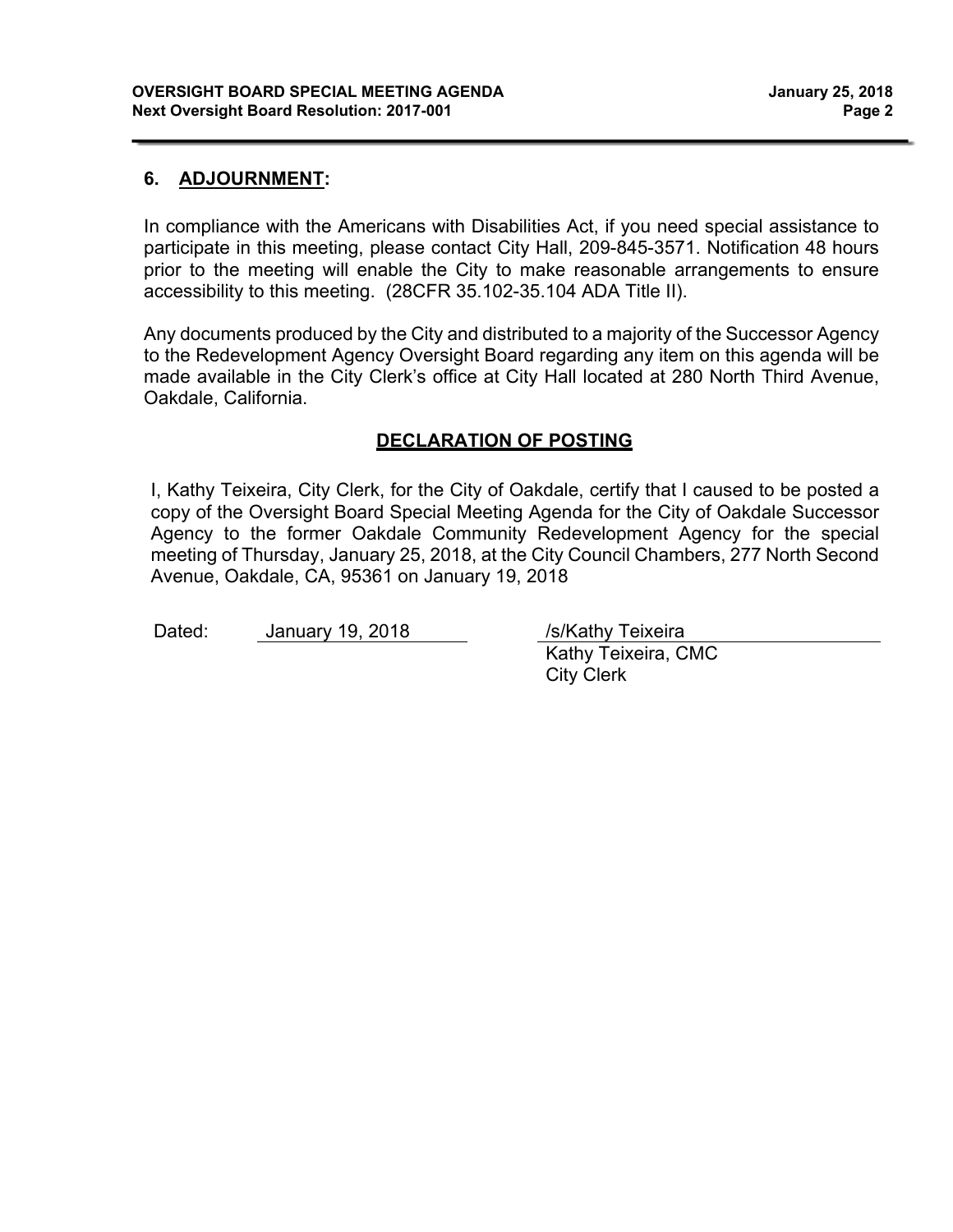## 6. ADJOURNMENT:

In compliance with the Americans with Disabilities Act, if you need special assistance to participate in this meeting, please contact City Hall, 209-845-3571. Notification 48 hours prior to the meeting will enable the City to make reasonable arrangements to ensure accessibility to this meeting. (28CFR 35.102-35.104 ADA Title II).

Any documents produced by the City and distributed to a majority of the Successor Agency to the Redevelopment Agency Oversight Board regarding any item on this agenda will be made available in the City Clerk's office at City Hall located at 280 North Third Avenue, Oakdale, California.

### DECLARATION OF POSTING

I, Kathy Teixeira, City Clerk, for the City of Oakdale, certify that I caused to be posted a copy of the Oversight Board Special Meeting Agenda for the City of Oakdale Successor Agency to the former Oakdale Community Redevelopment Agency for the special meeting of Thursday, January 25, 2018, at the City Council Chambers, 277 North Second Avenue, Oakdale, CA, 95361 on January 19, 2018

Dated: January 19, 2018

/s/Kathy Teixeira
Kathy Teixeira, CMC
City Clerk